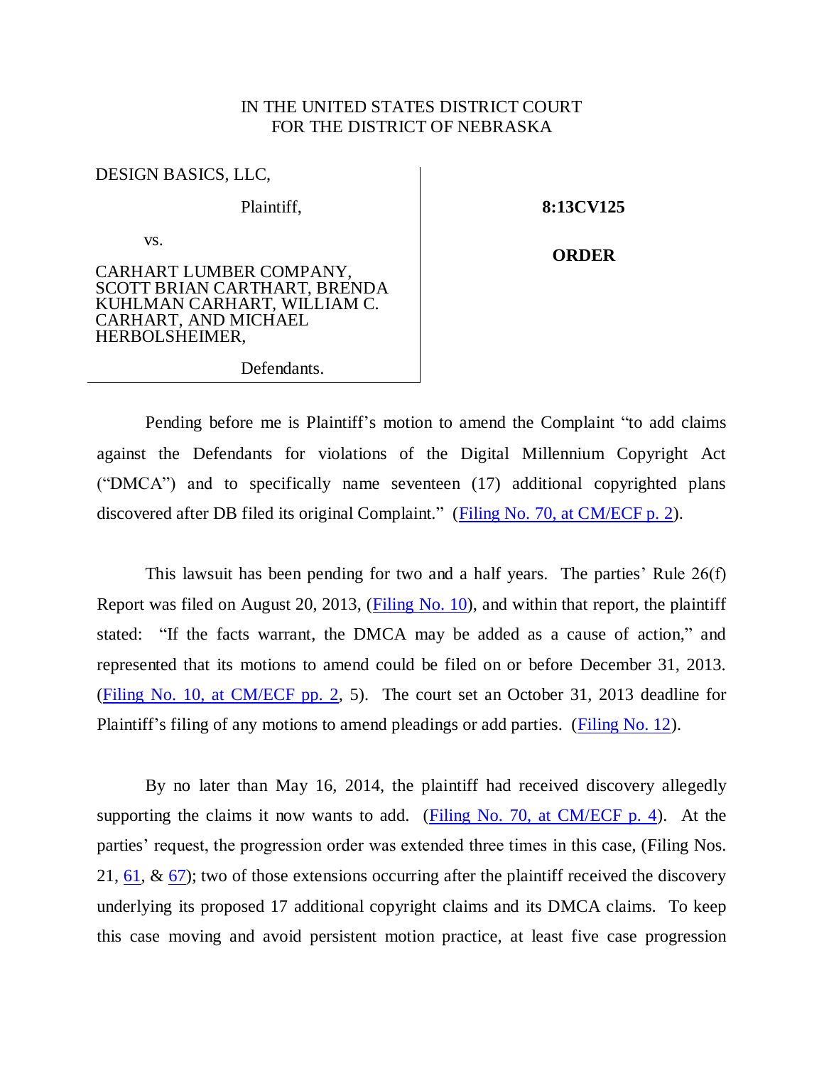IN THE UNITED STATES DISTRICT COURT
FOR THE DISTRICT OF NEBRASKA

DESIGN BASICS, LLC,

Plaintiff,

vs.

CARHART LUMBER COMPANY, SCOTT BRIAN CARTHART, BRENDA KUHLMAN CARHART, WILLIAM C. CARHART, AND MICHAEL HERBOLSHEIMER,

Defendants.

**8:13CV125**

**ORDER**

Pending before me is Plaintiff's motion to amend the Complaint "to add claims against the Defendants for violations of the Digital Millennium Copyright Act ("DMCA") and to specifically name seventeen (17) additional copyrighted plans discovered after DB filed its original Complaint." (Filing No. 70, at CM/ECF p. 2).

This lawsuit has been pending for two and a half years. The parties' Rule 26(f) Report was filed on August 20, 2013, (Filing No. 10), and within that report, the plaintiff stated: "If the facts warrant, the DMCA may be added as a cause of action," and represented that its motions to amend could be filed on or before December 31, 2013. (Filing No. 10, at CM/ECF pp. 2, 5). The court set an October 31, 2013 deadline for Plaintiff's filing of any motions to amend pleadings or add parties. (Filing No. 12).

By no later than May 16, 2014, the plaintiff had received discovery allegedly supporting the claims it now wants to add. (Filing No. 70, at CM/ECF p. 4). At the parties' request, the progression order was extended three times in this case, (Filing Nos. 21, 61, & 67); two of those extensions occurring after the plaintiff received the discovery underlying its proposed 17 additional copyright claims and its DMCA claims. To keep this case moving and avoid persistent motion practice, at least five case progression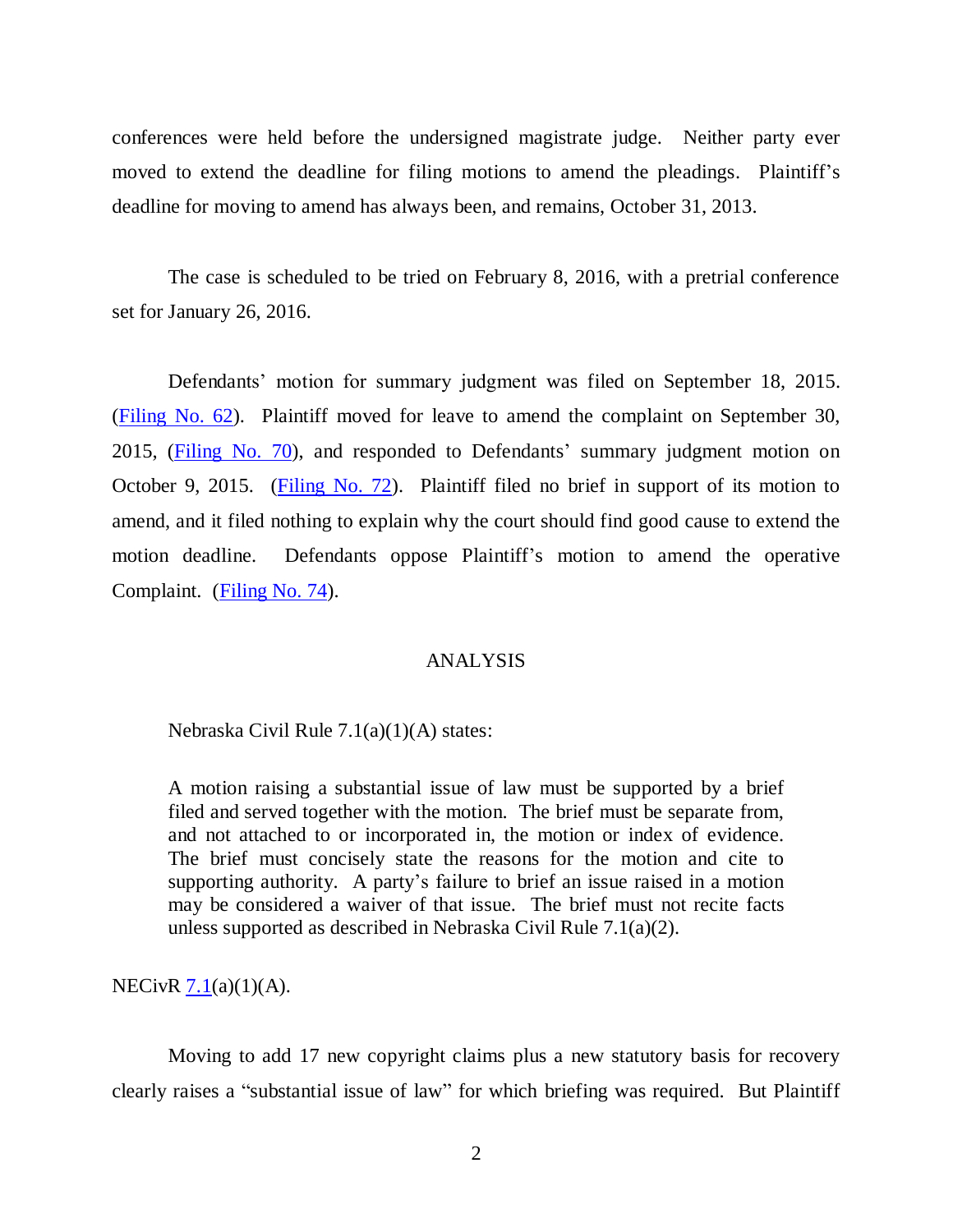conferences were held before the undersigned magistrate judge. Neither party ever moved to extend the deadline for filing motions to amend the pleadings. Plaintiff's deadline for moving to amend has always been, and remains, October 31, 2013.

The case is scheduled to be tried on February 8, 2016, with a pretrial conference set for January 26, 2016.

Defendants' motion for summary judgment was filed on September 18, 2015. (Filing No. 62). Plaintiff moved for leave to amend the complaint on September 30, 2015, (Filing No. 70), and responded to Defendants' summary judgment motion on October 9, 2015. (Filing No. 72). Plaintiff filed no brief in support of its motion to amend, and it filed nothing to explain why the court should find good cause to extend the motion deadline. Defendants oppose Plaintiff's motion to amend the operative Complaint. (Filing No. 74).

## ANALYSIS

Nebraska Civil Rule 7.1(a)(1)(A) states:

> A motion raising a substantial issue of law must be supported by a brief filed and served together with the motion. The brief must be separate from, and not attached to or incorporated in, the motion or index of evidence. The brief must concisely state the reasons for the motion and cite to supporting authority. A party's failure to brief an issue raised in a motion may be considered a waiver of that issue. The brief must not recite facts unless supported as described in Nebraska Civil Rule 7.1(a)(2).

NECivR 7.1(a)(1)(A).

Moving to add 17 new copyright claims plus a new statutory basis for recovery clearly raises a "substantial issue of law" for which briefing was required. But Plaintiff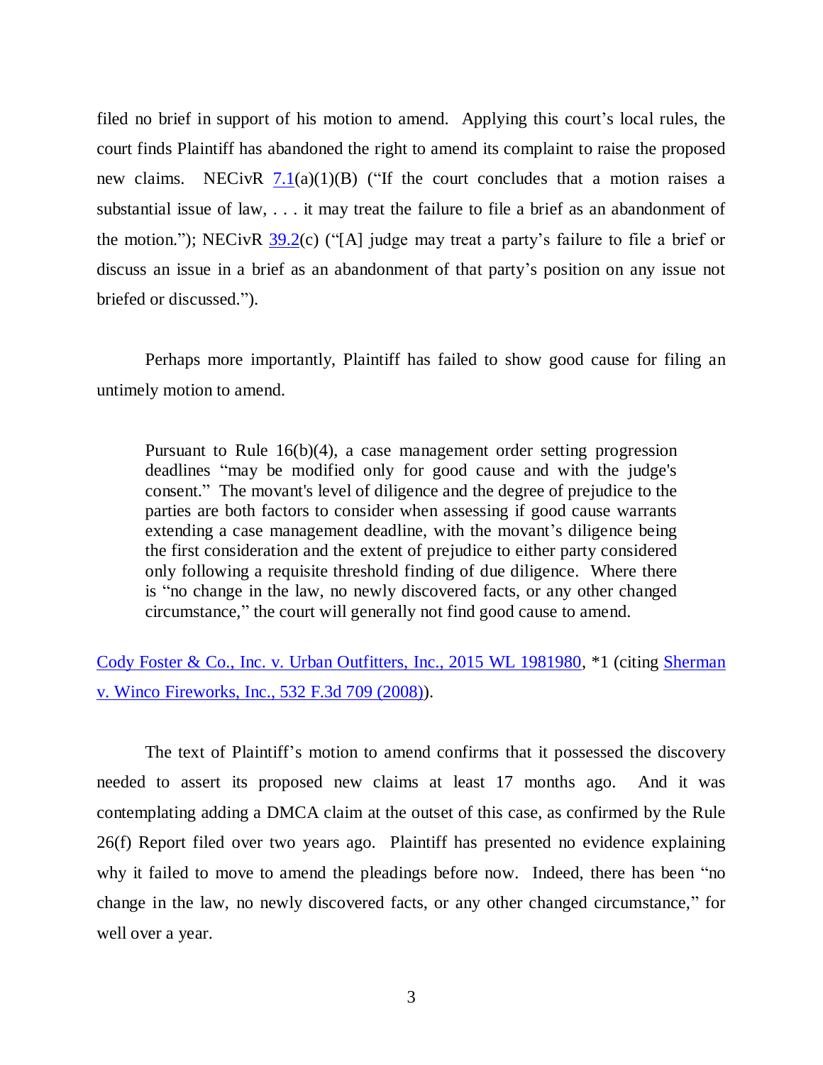filed no brief in support of his motion to amend. Applying this court's local rules, the court finds Plaintiff has abandoned the right to amend its complaint to raise the proposed new claims. NECivR 7.1(a)(1)(B) ("If the court concludes that a motion raises a substantial issue of law, . . . it may treat the failure to file a brief as an abandonment of the motion."); NECivR 39.2(c) ("[A] judge may treat a party's failure to file a brief or discuss an issue in a brief as an abandonment of that party's position on any issue not briefed or discussed.").

Perhaps more importantly, Plaintiff has failed to show good cause for filing an untimely motion to amend.

> Pursuant to Rule 16(b)(4), a case management order setting progression deadlines "may be modified only for good cause and with the judge's consent." The movant's level of diligence and the degree of prejudice to the parties are both factors to consider when assessing if good cause warrants extending a case management deadline, with the movant's diligence being the first consideration and the extent of prejudice to either party considered only following a requisite threshold finding of due diligence. Where there is "no change in the law, no newly discovered facts, or any other changed circumstance," the court will generally not find good cause to amend.

Cody Foster & Co., Inc. v. Urban Outfitters, Inc., 2015 WL 1981980, *1 (citing Sherman v. Winco Fireworks, Inc., 532 F.3d 709 (2008)).

The text of Plaintiff's motion to amend confirms that it possessed the discovery needed to assert its proposed new claims at least 17 months ago. And it was contemplating adding a DMCA claim at the outset of this case, as confirmed by the Rule 26(f) Report filed over two years ago. Plaintiff has presented no evidence explaining why it failed to move to amend the pleadings before now. Indeed, there has been "no change in the law, no newly discovered facts, or any other changed circumstance," for well over a year.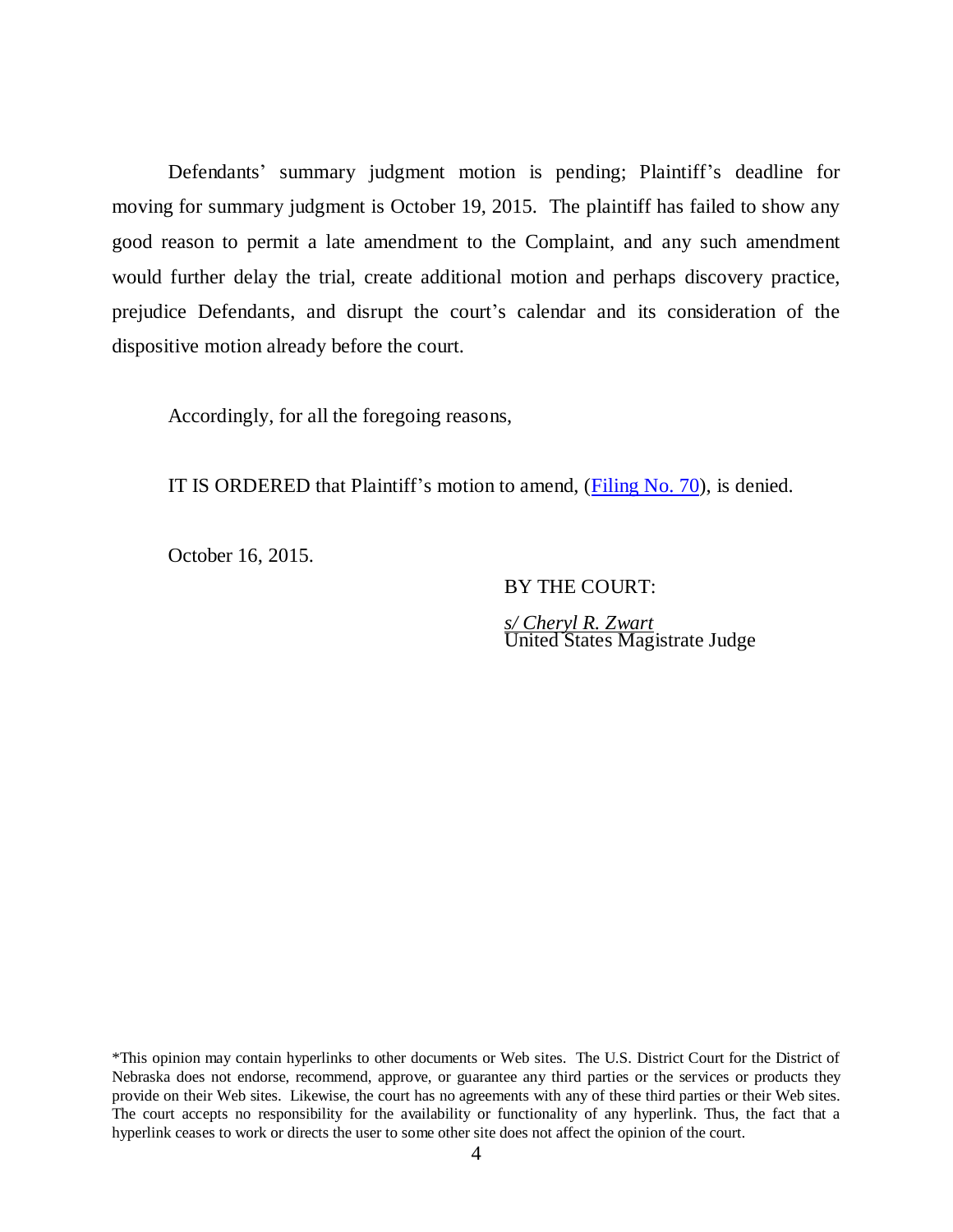Defendants' summary judgment motion is pending; Plaintiff's deadline for moving for summary judgment is October 19, 2015. The plaintiff has failed to show any good reason to permit a late amendment to the Complaint, and any such amendment would further delay the trial, create additional motion and perhaps discovery practice, prejudice Defendants, and disrupt the court's calendar and its consideration of the dispositive motion already before the court.

Accordingly, for all the foregoing reasons,

IT IS ORDERED that Plaintiff's motion to amend, (Filing No. 70), is denied.

October 16, 2015.

BY THE COURT:

*s/ Cheryl R. Zwart*
United States Magistrate Judge

*This opinion may contain hyperlinks to other documents or Web sites. The U.S. District Court for the District of Nebraska does not endorse, recommend, approve, or guarantee any third parties or the services or products they provide on their Web sites. Likewise, the court has no agreements with any of these third parties or their Web sites. The court accepts no responsibility for the availability or functionality of any hyperlink. Thus, the fact that a hyperlink ceases to work or directs the user to some other site does not affect the opinion of the court.